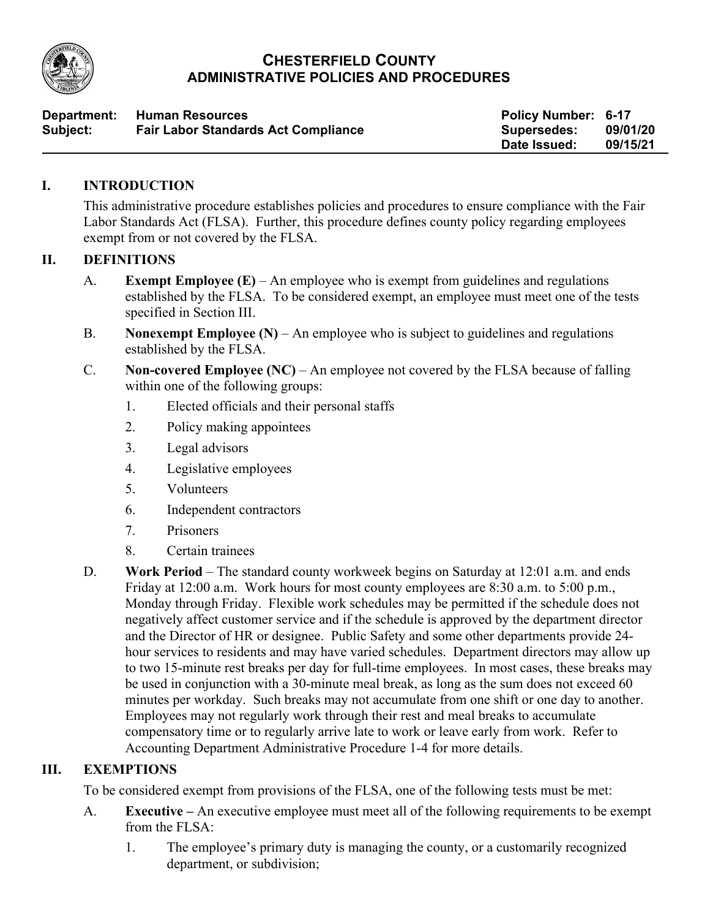# CHESTERFIELD COUNTY
## ADMINISTRATIVE POLICIES AND PROCEDURES

| | | | |
|---|---|---|---|
| **Department:** | **Human Resources** | **Policy Number:** | **6-17** |
| **Subject:** | **Fair Labor Standards Act Compliance** | **Supersedes:** | **09/01/20** |
| | | **Date Issued:** | **09/15/21** |

## I. INTRODUCTION

This administrative procedure establishes policies and procedures to ensure compliance with the Fair Labor Standards Act (FLSA). Further, this procedure defines county policy regarding employees exempt from or not covered by the FLSA.

## II. DEFINITIONS

A. **Exempt Employee (E)** – An employee who is exempt from guidelines and regulations established by the FLSA. To be considered exempt, an employee must meet one of the tests specified in Section III.

B. **Nonexempt Employee (N)** – An employee who is subject to guidelines and regulations established by the FLSA.

C. **Non-covered Employee (NC)** – An employee not covered by the FLSA because of falling within one of the following groups:

1. Elected officials and their personal staffs
2. Policy making appointees
3. Legal advisors
4. Legislative employees
5. Volunteers
6. Independent contractors
7. Prisoners
8. Certain trainees

D. **Work Period** – The standard county workweek begins on Saturday at 12:01 a.m. and ends Friday at 12:00 a.m. Work hours for most county employees are 8:30 a.m. to 5:00 p.m., Monday through Friday. Flexible work schedules may be permitted if the schedule does not negatively affect customer service and if the schedule is approved by the department director and the Director of HR or designee. Public Safety and some other departments provide 24-hour services to residents and may have varied schedules. Department directors may allow up to two 15-minute rest breaks per day for full-time employees. In most cases, these breaks may be used in conjunction with a 30-minute meal break, as long as the sum does not exceed 60 minutes per workday. Such breaks may not accumulate from one shift or one day to another. Employees may not regularly work through their rest and meal breaks to accumulate compensatory time or to regularly arrive late to work or leave early from work. Refer to Accounting Department Administrative Procedure 1-4 for more details.

## III. EXEMPTIONS

To be considered exempt from provisions of the FLSA, one of the following tests must be met:

A. **Executive –** An executive employee must meet all of the following requirements to be exempt from the FLSA:

1. The employee's primary duty is managing the county, or a customarily recognized department, or subdivision;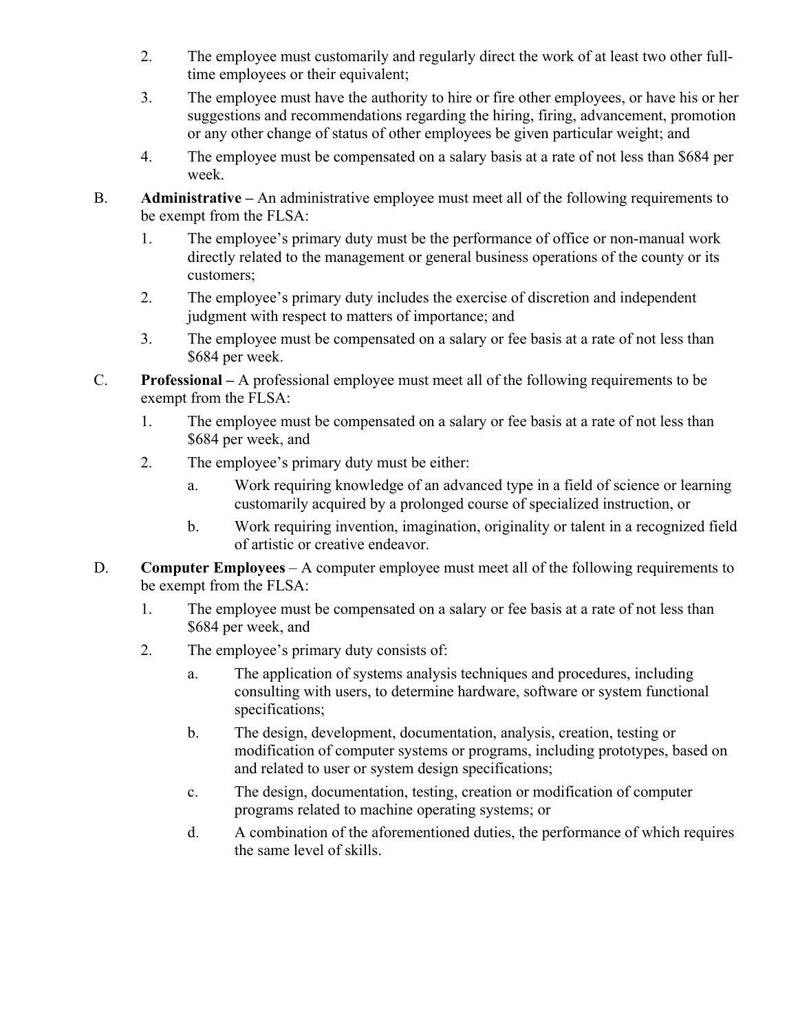2. The employee must customarily and regularly direct the work of at least two other full-time employees or their equivalent;

3. The employee must have the authority to hire or fire other employees, or have his or her suggestions and recommendations regarding the hiring, firing, advancement, promotion or any other change of status of other employees be given particular weight; and

4. The employee must be compensated on a salary basis at a rate of not less than $684 per week.

B. **Administrative –** An administrative employee must meet all of the following requirements to be exempt from the FLSA:

   1. The employee's primary duty must be the performance of office or non-manual work directly related to the management or general business operations of the county or its customers;
   2. The employee's primary duty includes the exercise of discretion and independent judgment with respect to matters of importance; and
   3. The employee must be compensated on a salary or fee basis at a rate of not less than $684 per week.

C. **Professional –** A professional employee must meet all of the following requirements to be exempt from the FLSA:

   1. The employee must be compensated on a salary or fee basis at a rate of not less than $684 per week, and
   2. The employee's primary duty must be either:
      a. Work requiring knowledge of an advanced type in a field of science or learning customarily acquired by a prolonged course of specialized instruction, or
      b. Work requiring invention, imagination, originality or talent in a recognized field of artistic or creative endeavor.

D. **Computer Employees** – A computer employee must meet all of the following requirements to be exempt from the FLSA:

   1. The employee must be compensated on a salary or fee basis at a rate of not less than $684 per week, and
   2. The employee's primary duty consists of:
      a. The application of systems analysis techniques and procedures, including consulting with users, to determine hardware, software or system functional specifications;
      b. The design, development, documentation, analysis, creation, testing or modification of computer systems or programs, including prototypes, based on and related to user or system design specifications;
      c. The design, documentation, testing, creation or modification of computer programs related to machine operating systems; or
      d. A combination of the aforementioned duties, the performance of which requires the same level of skills.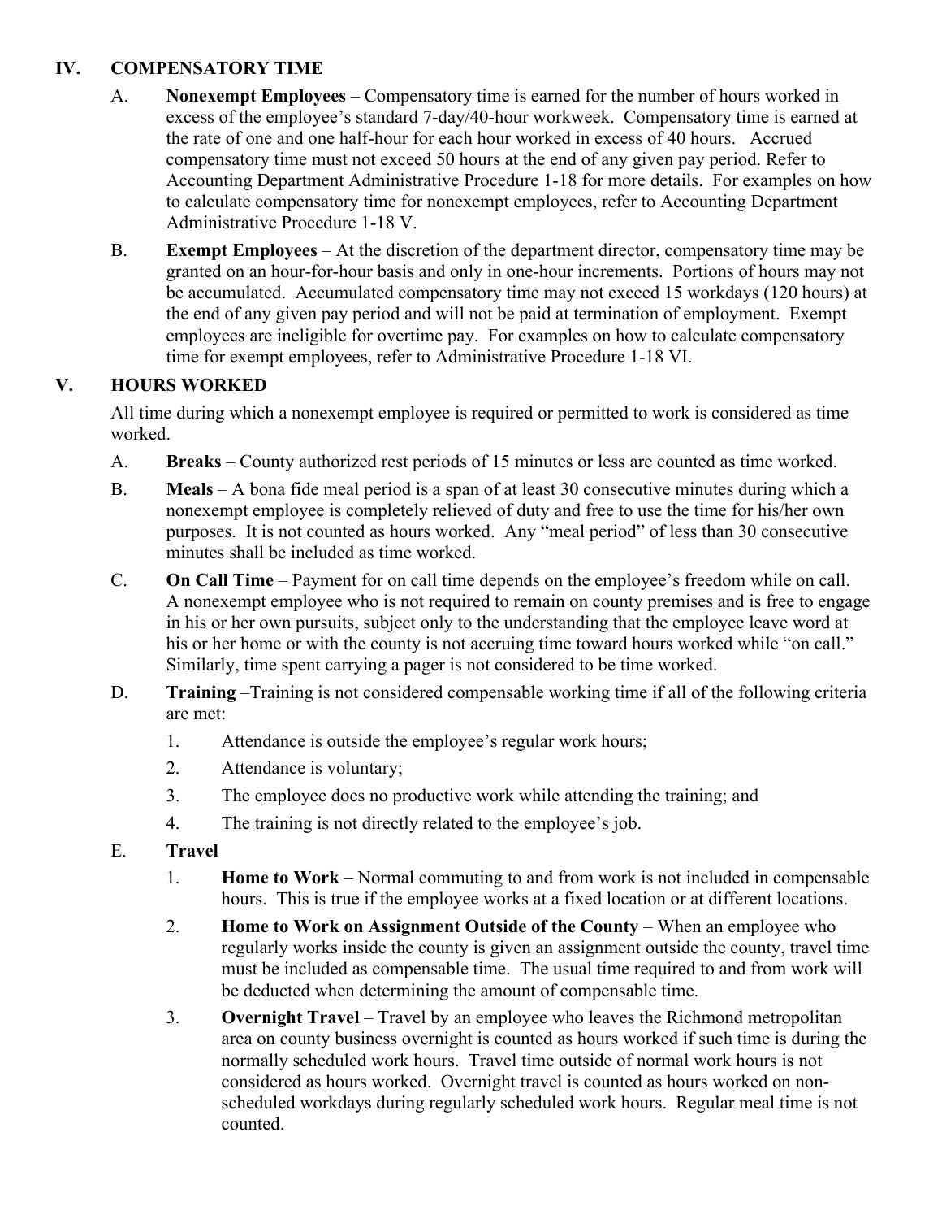## IV. COMPENSATORY TIME

A. **Nonexempt Employees** – Compensatory time is earned for the number of hours worked in excess of the employee's standard 7-day/40-hour workweek. Compensatory time is earned at the rate of one and one half-hour for each hour worked in excess of 40 hours. Accrued compensatory time must not exceed 50 hours at the end of any given pay period. Refer to Accounting Department Administrative Procedure 1-18 for more details. For examples on how to calculate compensatory time for nonexempt employees, refer to Accounting Department Administrative Procedure 1-18 V.

B. **Exempt Employees** – At the discretion of the department director, compensatory time may be granted on an hour-for-hour basis and only in one-hour increments. Portions of hours may not be accumulated. Accumulated compensatory time may not exceed 15 workdays (120 hours) at the end of any given pay period and will not be paid at termination of employment. Exempt employees are ineligible for overtime pay. For examples on how to calculate compensatory time for exempt employees, refer to Administrative Procedure 1-18 VI.

## V. HOURS WORKED

All time during which a nonexempt employee is required or permitted to work is considered as time worked.

A. **Breaks** – County authorized rest periods of 15 minutes or less are counted as time worked.

B. **Meals** – A bona fide meal period is a span of at least 30 consecutive minutes during which a nonexempt employee is completely relieved of duty and free to use the time for his/her own purposes. It is not counted as hours worked. Any "meal period" of less than 30 consecutive minutes shall be included as time worked.

C. **On Call Time** – Payment for on call time depends on the employee's freedom while on call. A nonexempt employee who is not required to remain on county premises and is free to engage in his or her own pursuits, subject only to the understanding that the employee leave word at his or her home or with the county is not accruing time toward hours worked while "on call." Similarly, time spent carrying a pager is not considered to be time worked.

D. **Training** –Training is not considered compensable working time if all of the following criteria are met:

1. Attendance is outside the employee's regular work hours;
2. Attendance is voluntary;
3. The employee does no productive work while attending the training; and
4. The training is not directly related to the employee's job.

E. **Travel**

1. **Home to Work** – Normal commuting to and from work is not included in compensable hours. This is true if the employee works at a fixed location or at different locations.
2. **Home to Work on Assignment Outside of the County** – When an employee who regularly works inside the county is given an assignment outside the county, travel time must be included as compensable time. The usual time required to and from work will be deducted when determining the amount of compensable time.
3. **Overnight Travel** – Travel by an employee who leaves the Richmond metropolitan area on county business overnight is counted as hours worked if such time is during the normally scheduled work hours. Travel time outside of normal work hours is not considered as hours worked. Overnight travel is counted as hours worked on non-scheduled workdays during regularly scheduled work hours. Regular meal time is not counted.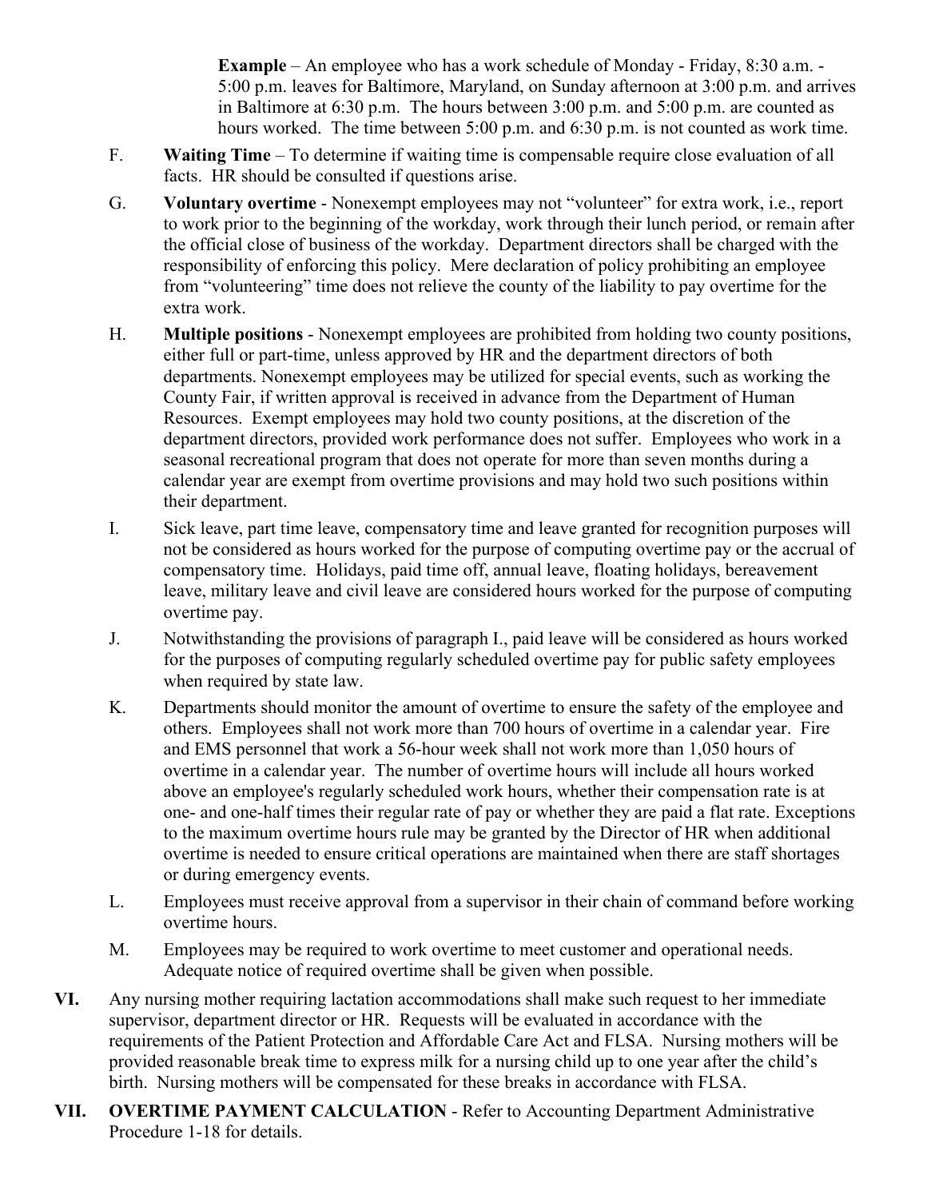**Example** – An employee who has a work schedule of Monday - Friday, 8:30 a.m. - 5:00 p.m. leaves for Baltimore, Maryland, on Sunday afternoon at 3:00 p.m. and arrives in Baltimore at 6:30 p.m. The hours between 3:00 p.m. and 5:00 p.m. are counted as hours worked. The time between 5:00 p.m. and 6:30 p.m. is not counted as work time.

F. **Waiting Time** – To determine if waiting time is compensable require close evaluation of all facts. HR should be consulted if questions arise.

G. **Voluntary overtime** - Nonexempt employees may not "volunteer" for extra work, i.e., report to work prior to the beginning of the workday, work through their lunch period, or remain after the official close of business of the workday. Department directors shall be charged with the responsibility of enforcing this policy. Mere declaration of policy prohibiting an employee from "volunteering" time does not relieve the county of the liability to pay overtime for the extra work.

H. **Multiple positions** - Nonexempt employees are prohibited from holding two county positions, either full or part-time, unless approved by HR and the department directors of both departments. Nonexempt employees may be utilized for special events, such as working the County Fair, if written approval is received in advance from the Department of Human Resources. Exempt employees may hold two county positions, at the discretion of the department directors, provided work performance does not suffer. Employees who work in a seasonal recreational program that does not operate for more than seven months during a calendar year are exempt from overtime provisions and may hold two such positions within their department.

I. Sick leave, part time leave, compensatory time and leave granted for recognition purposes will not be considered as hours worked for the purpose of computing overtime pay or the accrual of compensatory time. Holidays, paid time off, annual leave, floating holidays, bereavement leave, military leave and civil leave are considered hours worked for the purpose of computing overtime pay.

J. Notwithstanding the provisions of paragraph I., paid leave will be considered as hours worked for the purposes of computing regularly scheduled overtime pay for public safety employees when required by state law.

K. Departments should monitor the amount of overtime to ensure the safety of the employee and others. Employees shall not work more than 700 hours of overtime in a calendar year. Fire and EMS personnel that work a 56-hour week shall not work more than 1,050 hours of overtime in a calendar year. The number of overtime hours will include all hours worked above an employee's regularly scheduled work hours, whether their compensation rate is at one- and one-half times their regular rate of pay or whether they are paid a flat rate. Exceptions to the maximum overtime hours rule may be granted by the Director of HR when additional overtime is needed to ensure critical operations are maintained when there are staff shortages or during emergency events.

L. Employees must receive approval from a supervisor in their chain of command before working overtime hours.

M. Employees may be required to work overtime to meet customer and operational needs. Adequate notice of required overtime shall be given when possible.

**VI.** Any nursing mother requiring lactation accommodations shall make such request to her immediate supervisor, department director or HR. Requests will be evaluated in accordance with the requirements of the Patient Protection and Affordable Care Act and FLSA. Nursing mothers will be provided reasonable break time to express milk for a nursing child up to one year after the child's birth. Nursing mothers will be compensated for these breaks in accordance with FLSA.

**VII.** **OVERTIME PAYMENT CALCULATION** - Refer to Accounting Department Administrative Procedure 1-18 for details.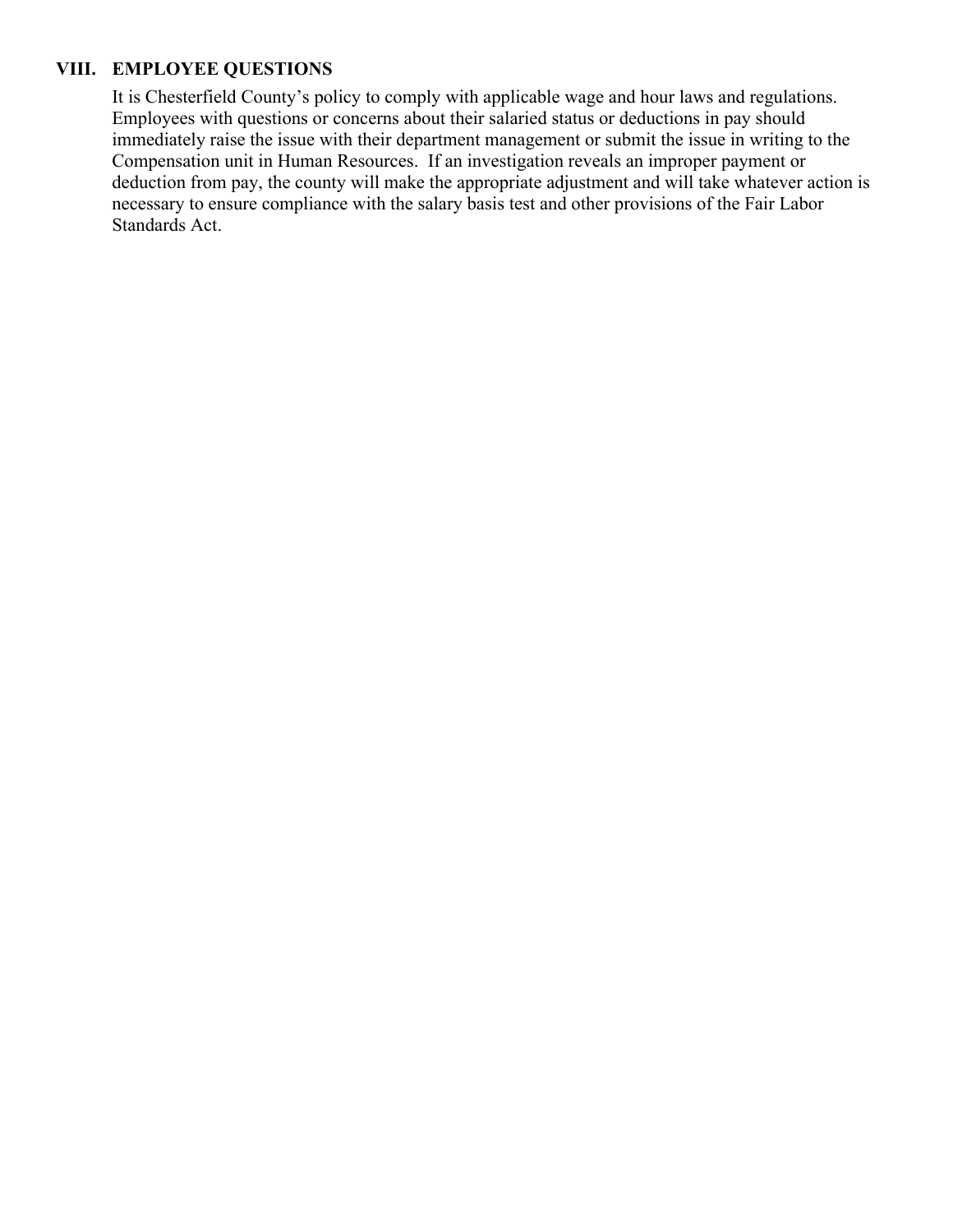## VIII. EMPLOYEE QUESTIONS

It is Chesterfield County's policy to comply with applicable wage and hour laws and regulations. Employees with questions or concerns about their salaried status or deductions in pay should immediately raise the issue with their department management or submit the issue in writing to the Compensation unit in Human Resources. If an investigation reveals an improper payment or deduction from pay, the county will make the appropriate adjustment and will take whatever action is necessary to ensure compliance with the salary basis test and other provisions of the Fair Labor Standards Act.